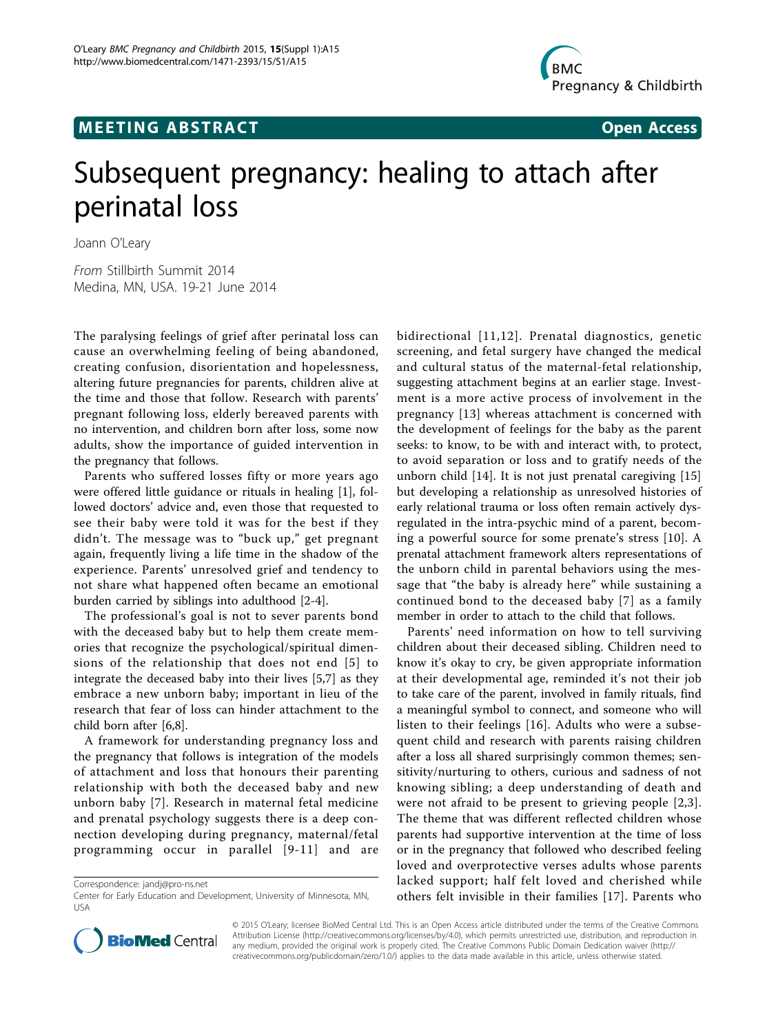**MEETING ABSTRACT** **Open Access**

# Subsequent pregnancy: healing to attach after perinatal loss

Joann O'Leary

*From* Stillbirth Summit 2014
Medina, MN, USA. 19-21 June 2014

The paralysing feelings of grief after perinatal loss can cause an overwhelming feeling of being abandoned, creating confusion, disorientation and hopelessness, altering future pregnancies for parents, children alive at the time and those that follow. Research with parents' pregnant following loss, elderly bereaved parents with no intervention, and children born after loss, some now adults, show the importance of guided intervention in the pregnancy that follows.

Parents who suffered losses fifty or more years ago were offered little guidance or rituals in healing [1], followed doctors' advice and, even those that requested to see their baby were told it was for the best if they didn't. The message was to "buck up," get pregnant again, frequently living a life time in the shadow of the experience. Parents' unresolved grief and tendency to not share what happened often became an emotional burden carried by siblings into adulthood [2-4].

The professional's goal is not to sever parents bond with the deceased baby but to help them create memories that recognize the psychological/spiritual dimensions of the relationship that does not end [5] to integrate the deceased baby into their lives [5,7] as they embrace a new unborn baby; important in lieu of the research that fear of loss can hinder attachment to the child born after [6,8].

A framework for understanding pregnancy loss and the pregnancy that follows is integration of the models of attachment and loss that honours their parenting relationship with both the deceased baby and new unborn baby [7]. Research in maternal fetal medicine and prenatal psychology suggests there is a deep connection developing during pregnancy, maternal/fetal programming occur in parallel [9-11] and are bidirectional [11,12]. Prenatal diagnostics, genetic screening, and fetal surgery have changed the medical and cultural status of the maternal-fetal relationship, suggesting attachment begins at an earlier stage. Investment is a more active process of involvement in the pregnancy [13] whereas attachment is concerned with the development of feelings for the baby as the parent seeks: to know, to be with and interact with, to protect, to avoid separation or loss and to gratify needs of the unborn child [14]. It is not just prenatal caregiving [15] but developing a relationship as unresolved histories of early relational trauma or loss often remain actively dysregulated in the intra-psychic mind of a parent, becoming a powerful source for some prenate's stress [10]. A prenatal attachment framework alters representations of the unborn child in parental behaviors using the message that "the baby is already here" while sustaining a continued bond to the deceased baby [7] as a family member in order to attach to the child that follows.

Parents' need information on how to tell surviving children about their deceased sibling. Children need to know it's okay to cry, be given appropriate information at their developmental age, reminded it's not their job to take care of the parent, involved in family rituals, find a meaningful symbol to connect, and someone who will listen to their feelings [16]. Adults who were a subsequent child and research with parents raising children after a loss all shared surprisingly common themes; sensitivity/nurturing to others, curious and sadness of not knowing sibling; a deep understanding of death and were not afraid to be present to grieving people [2,3]. The theme that was different reflected children whose parents had supportive intervention at the time of loss or in the pregnancy that followed who described feeling loved and overprotective verses adults whose parents lacked support; half felt loved and cherished while others felt invisible in their families [17]. Parents who

Correspondence: jandj@pro-ns.net
Center for Early Education and Development, University of Minnesota, MN, USA

© 2015 O'Leary; licensee BioMed Central Ltd. This is an Open Access article distributed under the terms of the Creative Commons Attribution License (http://creativecommons.org/licenses/by/4.0), which permits unrestricted use, distribution, and reproduction in any medium, provided the original work is properly cited. The Creative Commons Public Domain Dedication waiver (http://creativecommons.org/publicdomain/zero/1.0/) applies to the data made available in this article, unless otherwise stated.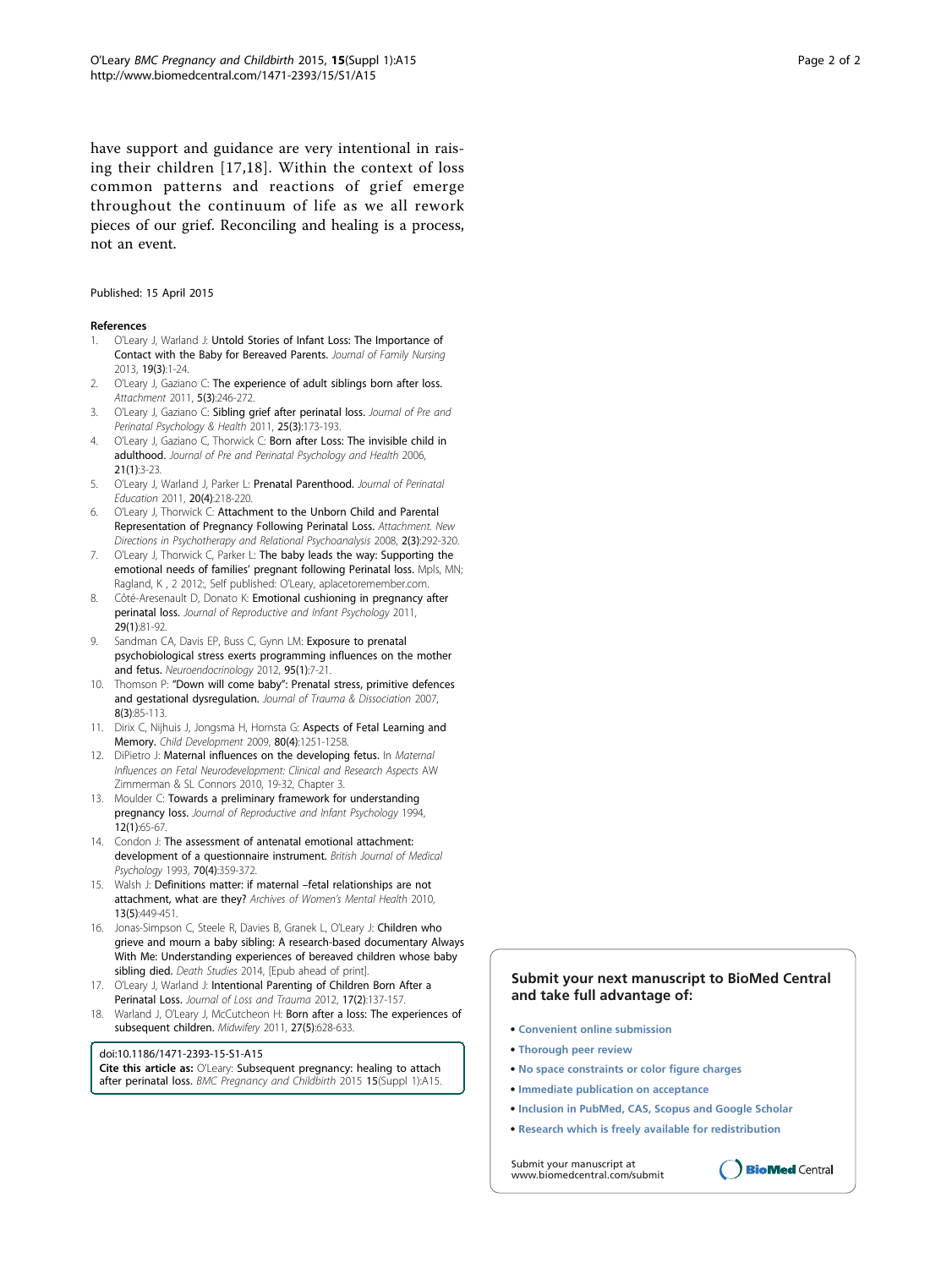have support and guidance are very intentional in raising their children [17,18]. Within the context of loss common patterns and reactions of grief emerge throughout the continuum of life as we all rework pieces of our grief. Reconciling and healing is a process, not an event.

Published: 15 April 2015

## References

1. O'Leary J, Warland J: **Untold Stories of Infant Loss: The Importance of Contact with the Baby for Bereaved Parents.** *Journal of Family Nursing* 2013, **19(3)**:1-24.
2. O'Leary J, Gaziano C: **The experience of adult siblings born after loss.** *Attachment* 2011, **5(3)**:246-272.
3. O'Leary J, Gaziano C: **Sibling grief after perinatal loss.** *Journal of Pre and Perinatal Psychology & Health* 2011, **25(3)**:173-193.
4. O'Leary J, Gaziano C, Thorwick C: **Born after Loss: The invisible child in adulthood.** *Journal of Pre and Perinatal Psychology and Health* 2006, **21(1)**:3-23.
5. O'Leary J, Warland J, Parker L: **Prenatal Parenthood.** *Journal of Perinatal Education* 2011, **20(4)**:218-220.
6. O'Leary J, Thorwick C: **Attachment to the Unborn Child and Parental Representation of Pregnancy Following Perinatal Loss.** *Attachment. New Directions in Psychotherapy and Relational Psychoanalysis* 2008, **2(3)**:292-320.
7. O'Leary J, Thorwick C, Parker L: **The baby leads the way: Supporting the emotional needs of families' pregnant following Perinatal loss.** Mpls, MN; Ragland, K , 2 2012:, Self published: O'Leary, aplacetoremember.com.
8. Côté-Aresenault D, Donato K: **Emotional cushioning in pregnancy after perinatal loss.** *Journal of Reproductive and Infant Psychology* 2011, **29(1)**:81-92.
9. Sandman CA, Davis EP, Buss C, Gynn LM: **Exposure to prenatal psychobiological stress exerts programming influences on the mother and fetus.** *Neuroendocrinology* 2012, **95(1)**:7-21.
10. Thomson P: **"Down will come baby": Prenatal stress, primitive defences and gestational dysregulation.** *Journal of Trauma & Dissociation* 2007, **8(3)**:85-113.
11. Dirix C, Nijhuis J, Jongsma H, Hornsta G: **Aspects of Fetal Learning and Memory.** *Child Development* 2009, **80(4)**:1251-1258.
12. DiPietro J: **Maternal influences on the developing fetus.** In *Maternal Influences on Fetal Neurodevelopment: Clinical and Research Aspects* AW Zimmerman & SL Connors 2010, 19-32, Chapter 3.
13. Moulder C: **Towards a preliminary framework for understanding pregnancy loss.** *Journal of Reproductive and Infant Psychology* 1994, **12(1)**:65-67.
14. Condon J: **The assessment of antenatal emotional attachment: development of a questionnaire instrument.** *British Journal of Medical Psychology* 1993, **70(4)**:359-372.
15. Walsh J: **Definitions matter: if maternal –fetal relationships are not attachment, what are they?** *Archives of Women's Mental Health* 2010, **13(5)**:449-451.
16. Jonas-Simpson C, Steele R, Davies B, Granek L, O'Leary J: **Children who grieve and mourn a baby sibling: A research-based documentary Always With Me: Understanding experiences of bereaved children whose baby sibling died.** *Death Studies* 2014, [Epub ahead of print].
17. O'Leary J, Warland J: **Intentional Parenting of Children Born After a Perinatal Loss.** *Journal of Loss and Trauma* 2012, **17(2)**:137-157.
18. Warland J, O'Leary J, McCutcheon H: **Born after a loss: The experiences of subsequent children.** *Midwifery* 2011, **27(5)**:628-633.

doi:10.1186/1471-2393-15-S1-A15

**Cite this article as:** O'Leary: Subsequent pregnancy: healing to attach after perinatal loss. *BMC Pregnancy and Childbirth* 2015 **15**(Suppl 1):A15.

**Submit your next manuscript to BioMed Central and take full advantage of:**

- Convenient online submission
- Thorough peer review
- No space constraints or color figure charges
- Immediate publication on acceptance
- Inclusion in PubMed, CAS, Scopus and Google Scholar
- Research which is freely available for redistribution

Submit your manuscript at www.biomedcentral.com/submit